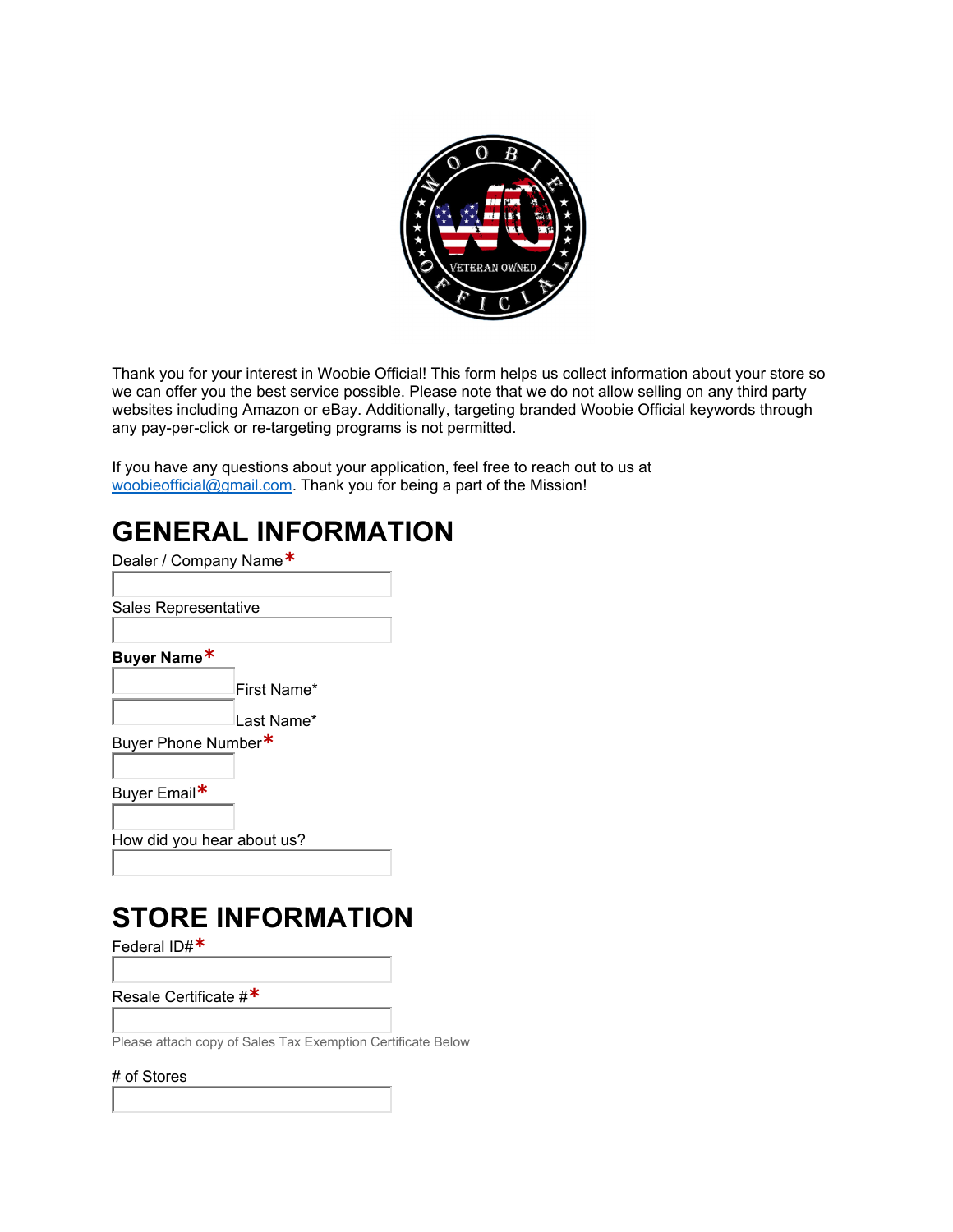Thank you for your interest in Woobie Official! This form helps us collect information about your store so we can offer you the best service possible. Please note that we do not allow selling on any third party websites including Amazon or eBay. Additionally, targeting branded Woobie Official keywords through any pay-per-click or re-targeting programs is not permitted.

If you have any questions about your application, feel free to reach out to us at [woobieofficial@gmail.com](mailto:woobieofficial@gmail.com). Thank you for being a part of the Mission!

# GENERAL INFORMATION

Dealer / Company Name*

Sales Representative

**Buyer Name***

First Name*

Last Name*

Buyer Phone Number*

Buyer Email*

How did you hear about us?

# STORE INFORMATION

Federal ID#*

Resale Certificate #*

Please attach copy of Sales Tax Exemption Certificate Below

# of Stores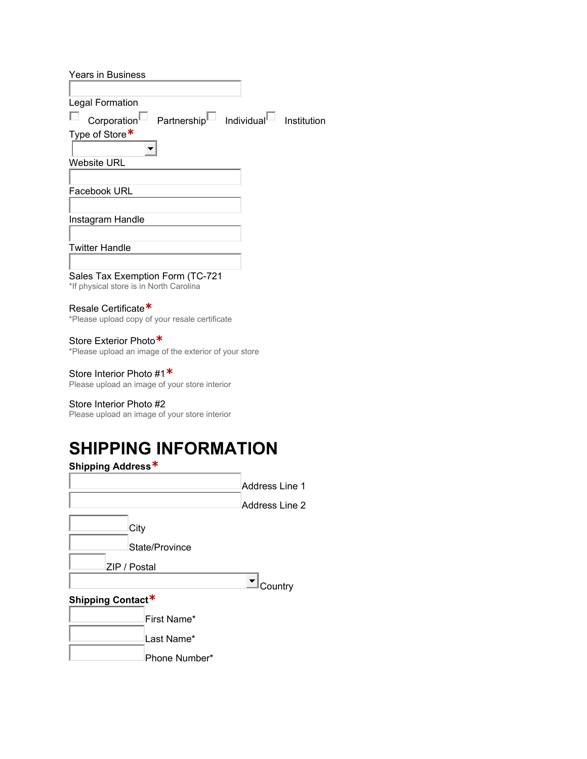Years in Business

Legal Formation

☐ Corporation ☐ Partnership ☐ Individual ☐ Institution

Type of Store*

Website URL

Facebook URL

Instagram Handle

Twitter Handle

Sales Tax Exemption Form (TC-721

*If physical store is in North Carolina

Resale Certificate*

*Please upload copy of your resale certificate

Store Exterior Photo*

*Please upload an image of the exterior of your store

Store Interior Photo #1*

Please upload an image of your store interior

Store Interior Photo #2

Please upload an image of your store interior

# SHIPPING INFORMATION

**Shipping Address***

Address Line 1

Address Line 2

City

State/Province

ZIP / Postal

Country

**Shipping Contact***

First Name*

Last Name*

Phone Number*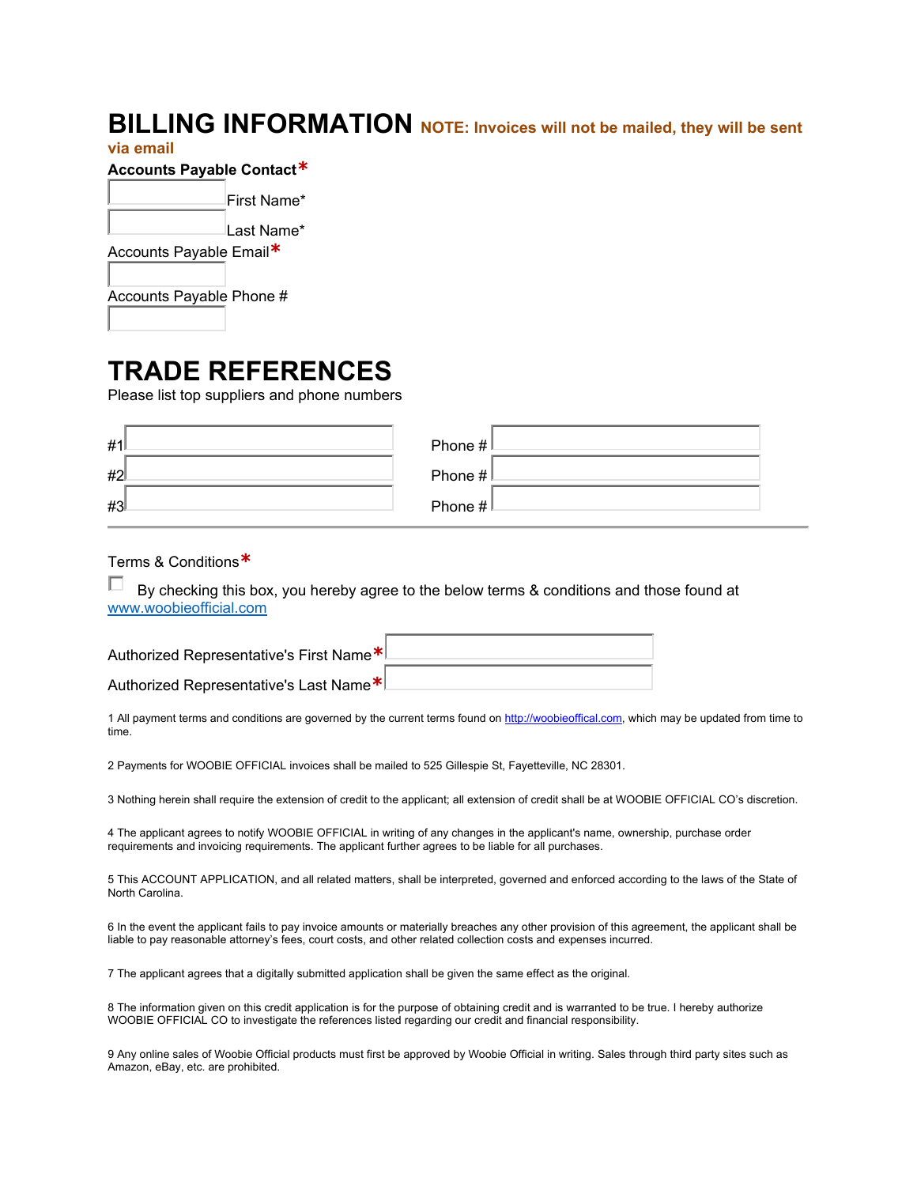# BILLING INFORMATION **NOTE: Invoices will not be mailed, they will be sent via email**

**Accounts Payable Contact** *

First Name*

Last Name*

Accounts Payable Email *

Accounts Payable Phone #

# TRADE REFERENCES

Please list top suppliers and phone numbers

| | | | |
|---|---|---|---|
| #1 | | Phone # | |
| #2 | | Phone # | |
| #3 | | Phone # | |

---

Terms & Conditions *

☐ By checking this box, you hereby agree to the below terms & conditions and those found at www.woobieofficial.com

Authorized Representative's First Name *

Authorized Representative's Last Name *

1 All payment terms and conditions are governed by the current terms found on http://woobieoffical.com, which may be updated from time to time.

2 Payments for WOOBIE OFFICIAL invoices shall be mailed to 525 Gillespie St, Fayetteville, NC 28301.

3 Nothing herein shall require the extension of credit to the applicant; all extension of credit shall be at WOOBIE OFFICIAL CO's discretion.

4 The applicant agrees to notify WOOBIE OFFICIAL in writing of any changes in the applicant's name, ownership, purchase order requirements and invoicing requirements. The applicant further agrees to be liable for all purchases.

5 This ACCOUNT APPLICATION, and all related matters, shall be interpreted, governed and enforced according to the laws of the State of North Carolina.

6 In the event the applicant fails to pay invoice amounts or materially breaches any other provision of this agreement, the applicant shall be liable to pay reasonable attorney's fees, court costs, and other related collection costs and expenses incurred.

7 The applicant agrees that a digitally submitted application shall be given the same effect as the original.

8 The information given on this credit application is for the purpose of obtaining credit and is warranted to be true. I hereby authorize WOOBIE OFFICIAL CO to investigate the references listed regarding our credit and financial responsibility.

9 Any online sales of Woobie Official products must first be approved by Woobie Official in writing. Sales through third party sites such as Amazon, eBay, etc. are prohibited.